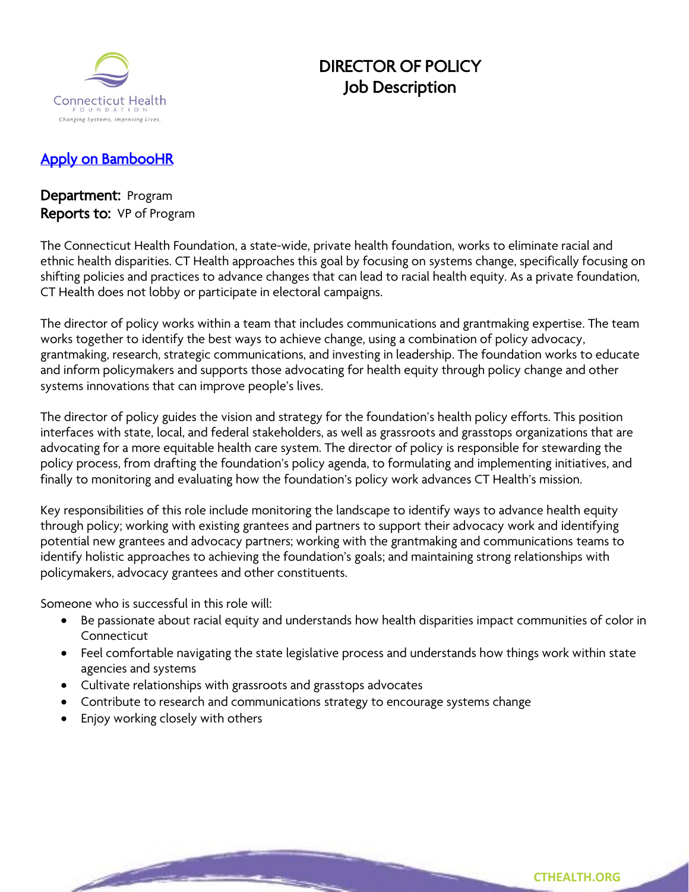# DIRECTOR OF POLICY
## Job Description

[Apply on BambooHR]

**Department:** Program
**Reports to:** VP of Program

The Connecticut Health Foundation, a state-wide, private health foundation, works to eliminate racial and ethnic health disparities. CT Health approaches this goal by focusing on systems change, specifically focusing on shifting policies and practices to advance changes that can lead to racial health equity. As a private foundation, CT Health does not lobby or participate in electoral campaigns.

The director of policy works within a team that includes communications and grantmaking expertise. The team works together to identify the best ways to achieve change, using a combination of policy advocacy, grantmaking, research, strategic communications, and investing in leadership. The foundation works to educate and inform policymakers and supports those advocating for health equity through policy change and other systems innovations that can improve people's lives.

The director of policy guides the vision and strategy for the foundation's health policy efforts. This position interfaces with state, local, and federal stakeholders, as well as grassroots and grasstops organizations that are advocating for a more equitable health care system. The director of policy is responsible for stewarding the policy process, from drafting the foundation's policy agenda, to formulating and implementing initiatives, and finally to monitoring and evaluating how the foundation's policy work advances CT Health's mission.

Key responsibilities of this role include monitoring the landscape to identify ways to advance health equity through policy; working with existing grantees and partners to support their advocacy work and identifying potential new grantees and advocacy partners; working with the grantmaking and communications teams to identify holistic approaches to achieving the foundation's goals; and maintaining strong relationships with policymakers, advocacy grantees and other constituents.

Someone who is successful in this role will:

- Be passionate about racial equity and understands how health disparities impact communities of color in Connecticut
- Feel comfortable navigating the state legislative process and understands how things work within state agencies and systems
- Cultivate relationships with grassroots and grasstops advocates
- Contribute to research and communications strategy to encourage systems change
- Enjoy working closely with others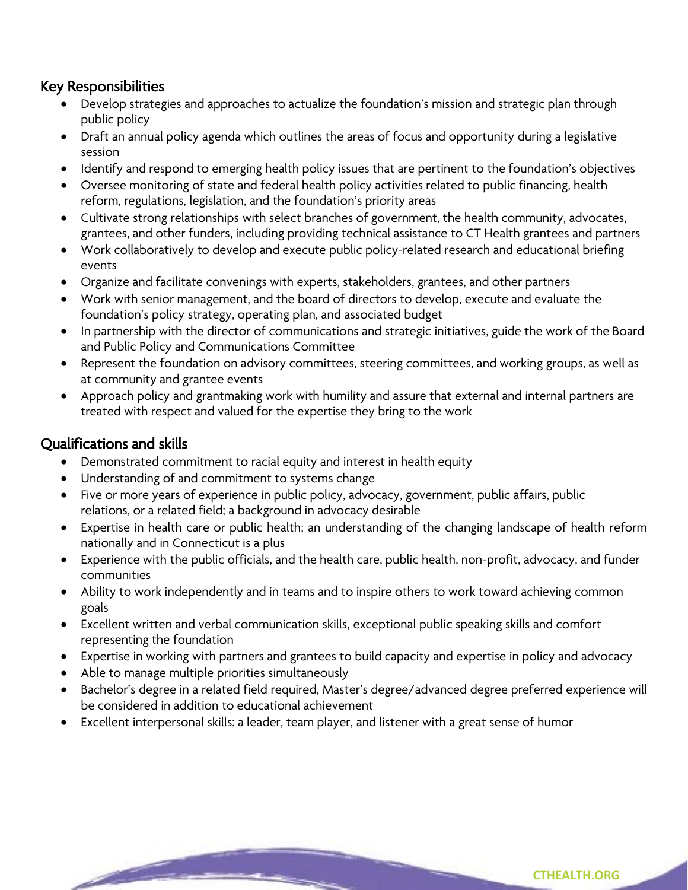## Key Responsibilities

- Develop strategies and approaches to actualize the foundation's mission and strategic plan through public policy
- Draft an annual policy agenda which outlines the areas of focus and opportunity during a legislative session
- Identify and respond to emerging health policy issues that are pertinent to the foundation's objectives
- Oversee monitoring of state and federal health policy activities related to public financing, health reform, regulations, legislation, and the foundation's priority areas
- Cultivate strong relationships with select branches of government, the health community, advocates, grantees, and other funders, including providing technical assistance to CT Health grantees and partners
- Work collaboratively to develop and execute public policy-related research and educational briefing events
- Organize and facilitate convenings with experts, stakeholders, grantees, and other partners
- Work with senior management, and the board of directors to develop, execute and evaluate the foundation's policy strategy, operating plan, and associated budget
- In partnership with the director of communications and strategic initiatives, guide the work of the Board and Public Policy and Communications Committee
- Represent the foundation on advisory committees, steering committees, and working groups, as well as at community and grantee events
- Approach policy and grantmaking work with humility and assure that external and internal partners are treated with respect and valued for the expertise they bring to the work

## Qualifications and skills

- Demonstrated commitment to racial equity and interest in health equity
- Understanding of and commitment to systems change
- Five or more years of experience in public policy, advocacy, government, public affairs, public relations, or a related field; a background in advocacy desirable
- Expertise in health care or public health; an understanding of the changing landscape of health reform nationally and in Connecticut is a plus
- Experience with the public officials, and the health care, public health, non-profit, advocacy, and funder communities
- Ability to work independently and in teams and to inspire others to work toward achieving common goals
- Excellent written and verbal communication skills, exceptional public speaking skills and comfort representing the foundation
- Expertise in working with partners and grantees to build capacity and expertise in policy and advocacy
- Able to manage multiple priorities simultaneously
- Bachelor's degree in a related field required, Master's degree/advanced degree preferred experience will be considered in addition to educational achievement
- Excellent interpersonal skills: a leader, team player, and listener with a great sense of humor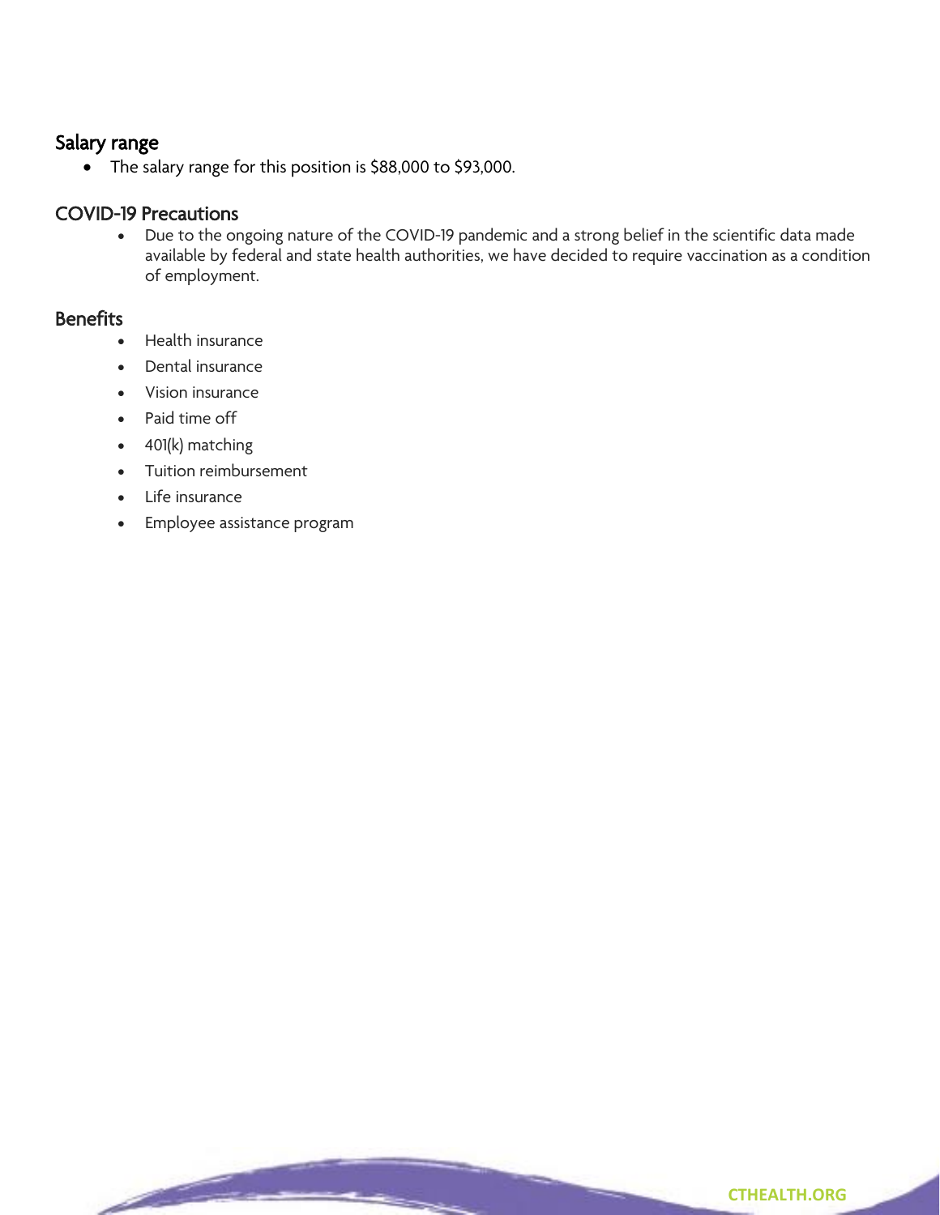## Salary range

- The salary range for this position is $88,000 to $93,000.

## COVID-19 Precautions

- Due to the ongoing nature of the COVID-19 pandemic and a strong belief in the scientific data made available by federal and state health authorities, we have decided to require vaccination as a condition of employment.

## Benefits

- Health insurance
- Dental insurance
- Vision insurance
- Paid time off
- 401(k) matching
- Tuition reimbursement
- Life insurance
- Employee assistance program